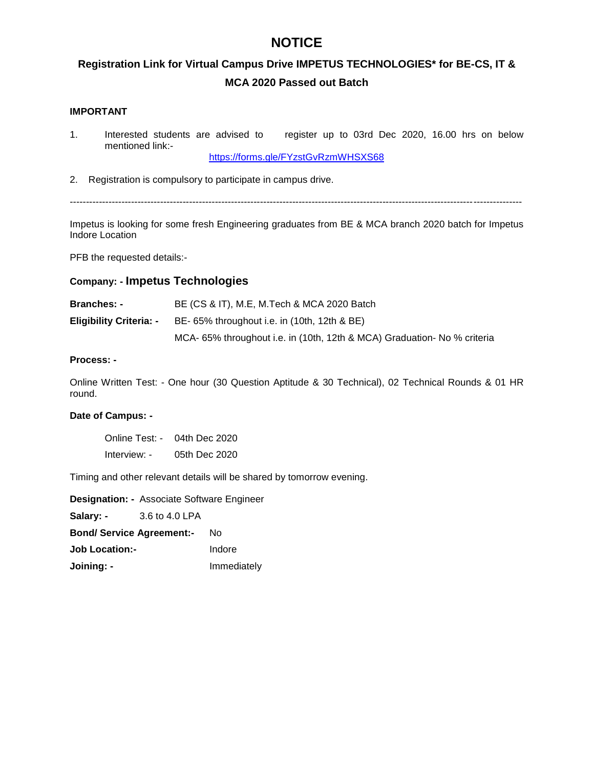# NOTICE

## Registration Link for Virtual Campus Drive IMPETUS TECHNOLOGIES* for BE-CS, IT & MCA 2020 Passed out Batch

**IMPORTANT**

1. Interested students are advised to register up to 03rd Dec 2020, 16.00 hrs on below mentioned link:-

   https://forms.gle/FYzstGvRzmWHSXS68

2. Registration is compulsory to participate in campus drive.

---

Impetus is looking for some fresh Engineering graduates from BE & MCA branch 2020 batch for Impetus Indore Location

PFB the requested details:-

**Company: - Impetus Technologies**

**Branches: -** BE (CS & IT), M.E, M.Tech & MCA 2020 Batch

**Eligibility Criteria: -** BE- 65% throughout i.e. in (10th, 12th & BE)

MCA- 65% throughout i.e. in (10th, 12th & MCA) Graduation- No % criteria

**Process: -**

Online Written Test: - One hour (30 Question Aptitude & 30 Technical), 02 Technical Rounds & 01 HR round.

**Date of Campus: -**

Online Test: - 04th Dec 2020

Interview: - 05th Dec 2020

Timing and other relevant details will be shared by tomorrow evening.

**Designation: -** Associate Software Engineer

**Salary: -** 3.6 to 4.0 LPA

**Bond/ Service Agreement:-** No

**Job Location:-** Indore

**Joining: -** Immediately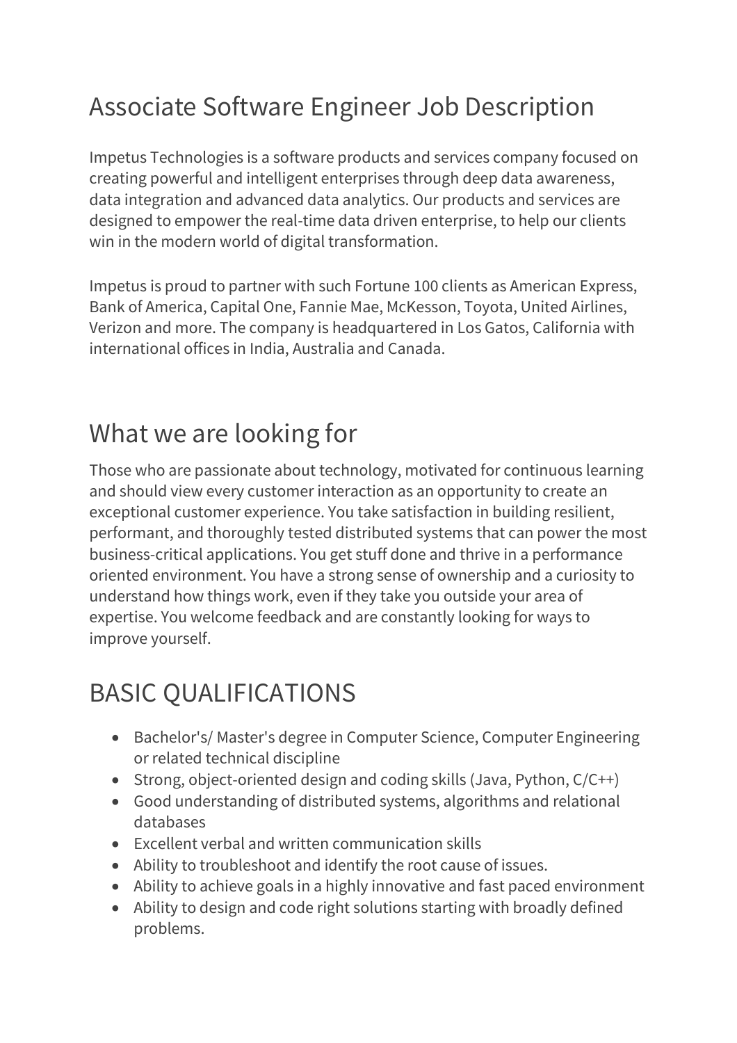# Associate Software Engineer Job Description

Impetus Technologies is a software products and services company focused on creating powerful and intelligent enterprises through deep data awareness, data integration and advanced data analytics. Our products and services are designed to empower the real-time data driven enterprise, to help our clients win in the modern world of digital transformation.

Impetus is proud to partner with such Fortune 100 clients as American Express, Bank of America, Capital One, Fannie Mae, McKesson, Toyota, United Airlines, Verizon and more. The company is headquartered in Los Gatos, California with international offices in India, Australia and Canada.

# What we are looking for

Those who are passionate about technology, motivated for continuous learning and should view every customer interaction as an opportunity to create an exceptional customer experience. You take satisfaction in building resilient, performant, and thoroughly tested distributed systems that can power the most business-critical applications. You get stuff done and thrive in a performance oriented environment. You have a strong sense of ownership and a curiosity to understand how things work, even if they take you outside your area of expertise. You welcome feedback and are constantly looking for ways to improve yourself.

# BASIC QUALIFICATIONS

- Bachelor's/ Master's degree in Computer Science, Computer Engineering or related technical discipline
- Strong, object-oriented design and coding skills (Java, Python, C/C++)
- Good understanding of distributed systems, algorithms and relational databases
- Excellent verbal and written communication skills
- Ability to troubleshoot and identify the root cause of issues.
- Ability to achieve goals in a highly innovative and fast paced environment
- Ability to design and code right solutions starting with broadly defined problems.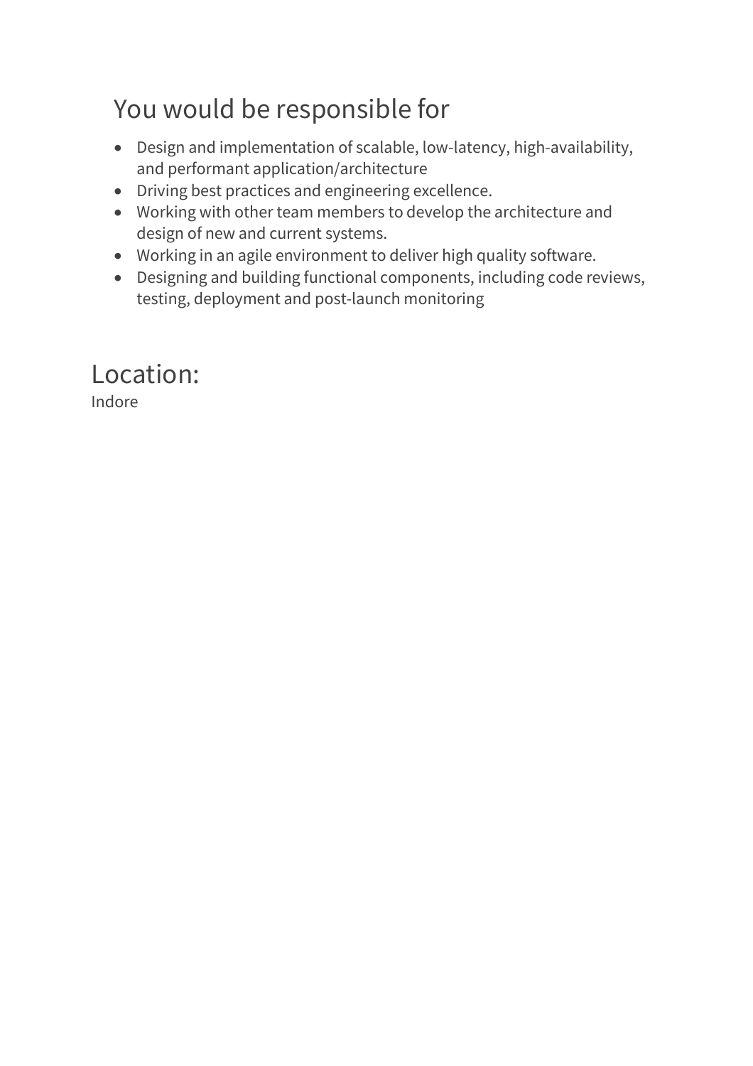## You would be responsible for

- Design and implementation of scalable, low-latency, high-availability, and performant application/architecture
- Driving best practices and engineering excellence.
- Working with other team members to develop the architecture and design of new and current systems.
- Working in an agile environment to deliver high quality software.
- Designing and building functional components, including code reviews, testing, deployment and post-launch monitoring

## Location:

Indore